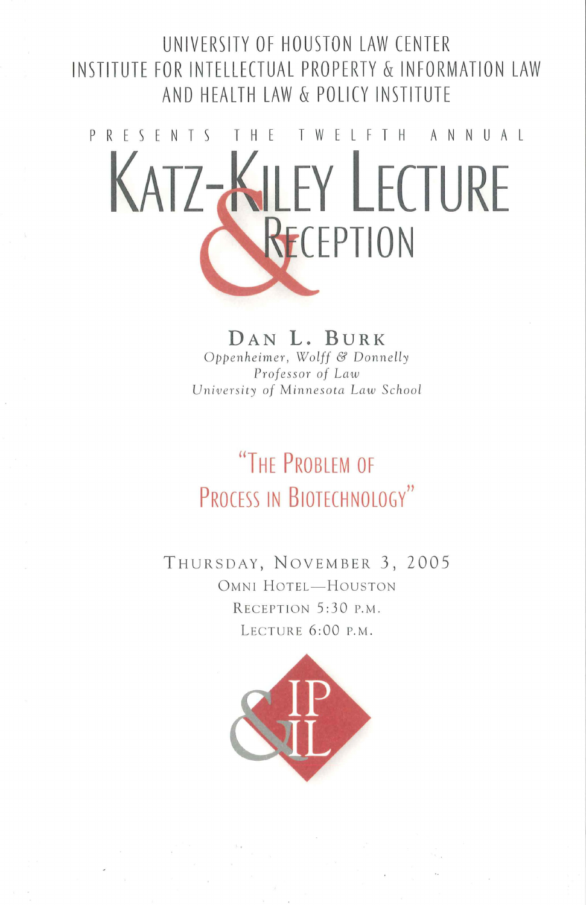UNIVERSITY OF HOUSTON LAW CENTER
INSTITUTE FOR INTELLECTUAL PROPERTY & INFORMATION LAW
AND HEALTH LAW & POLICY INSTITUTE

PRESENTS THE TWELFTH ANNUAL

# KATZ-KILEY LECTURE & RECEPTION

## DAN L. BURK

*Oppenheimer, Wolff & Donnelly*
*Professor of Law*
*University of Minnesota Law School*

## "THE PROBLEM OF PROCESS IN BIOTECHNOLOGY"

THURSDAY, NOVEMBER 3, 2005

OMNI HOTEL—HOUSTON

RECEPTION 5:30 P.M.

LECTURE 6:00 P.M.

IP & IL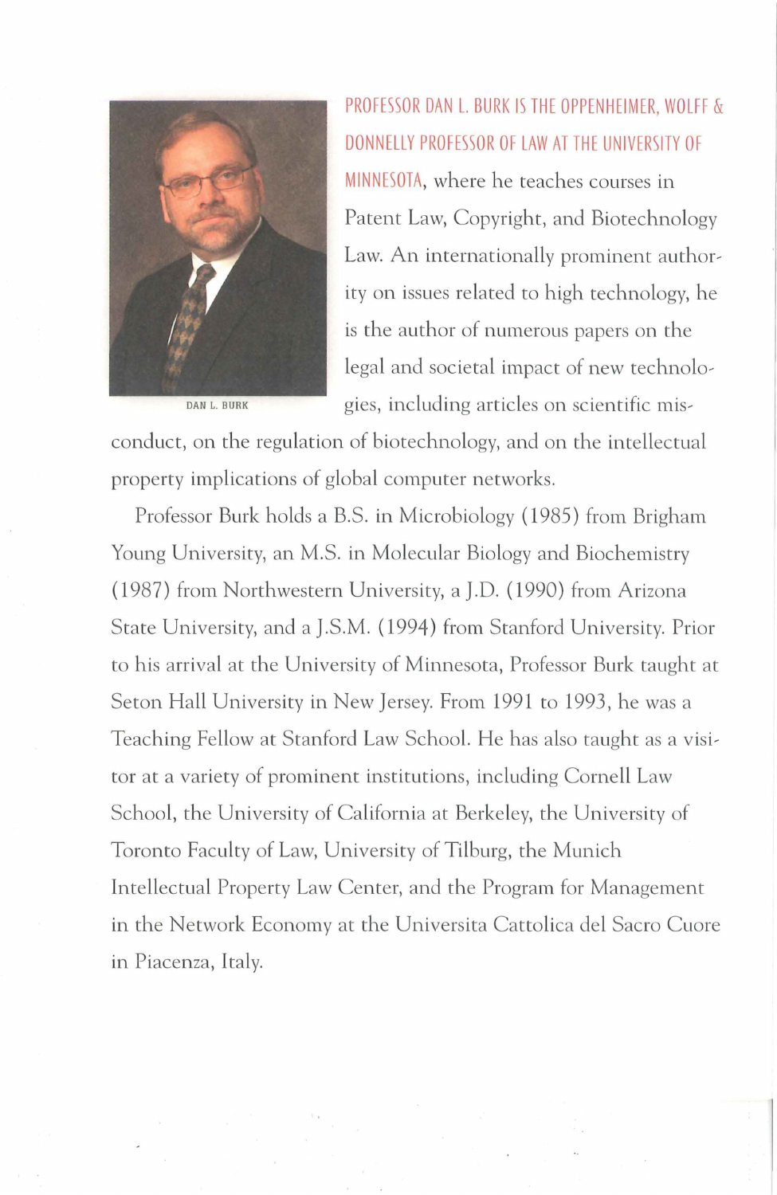DAN L. BURK

PROFESSOR DAN L. BURK IS THE OPPENHEIMER, WOLFF & DONNELLY PROFESSOR OF LAW AT THE UNIVERSITY OF MINNESOTA, where he teaches courses in Patent Law, Copyright, and Biotechnology Law. An internationally prominent authority on issues related to high technology, he is the author of numerous papers on the legal and societal impact of new technologies, including articles on scientific misconduct, on the regulation of biotechnology, and on the intellectual property implications of global computer networks.

Professor Burk holds a B.S. in Microbiology (1985) from Brigham Young University, an M.S. in Molecular Biology and Biochemistry (1987) from Northwestern University, a J.D. (1990) from Arizona State University, and a J.S.M. (1994) from Stanford University. Prior to his arrival at the University of Minnesota, Professor Burk taught at Seton Hall University in New Jersey. From 1991 to 1993, he was a Teaching Fellow at Stanford Law School. He has also taught as a visitor at a variety of prominent institutions, including Cornell Law School, the University of California at Berkeley, the University of Toronto Faculty of Law, University of Tilburg, the Munich Intellectual Property Law Center, and the Program for Management in the Network Economy at the Universita Cattolica del Sacro Cuore in Piacenza, Italy.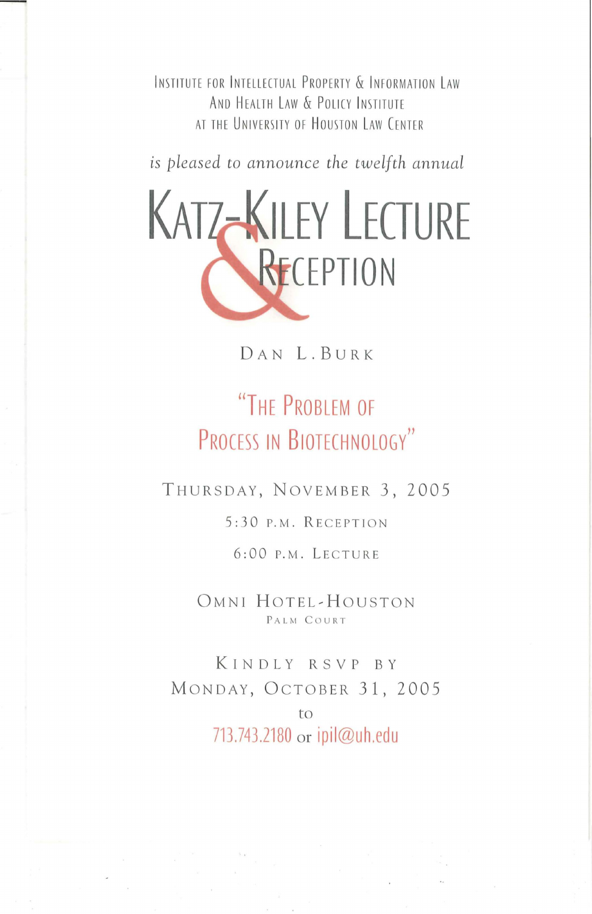Institute for Intellectual Property & Information Law
And Health Law & Policy Institute
at the University of Houston Law Center

*is pleased to announce the twelfth annual*

# Katz-Kiley Lecture & Reception

Dan L. Burk

## "The Problem of Process in Biotechnology"

Thursday, November 3, 2005

5:30 p.m. Reception

6:00 p.m. Lecture

Omni Hotel-Houston
Palm Court

Kindly RSVP by
Monday, October 31, 2005
to
713.743.2180 or ipil@uh.edu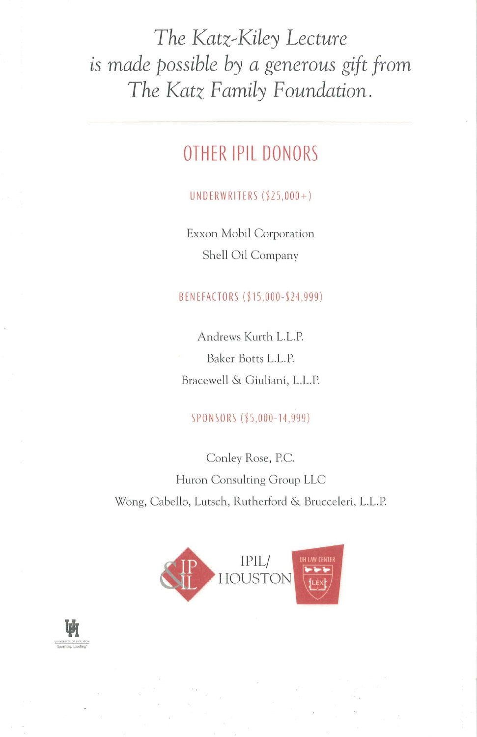*The Katz-Kiley Lecture is made possible by a generous gift from The Katz Family Foundation.*

## OTHER IPIL DONORS

### UNDERWRITERS ($25,000+)

Exxon Mobil Corporation

Shell Oil Company

### BENEFACTORS ($15,000-$24,999)

Andrews Kurth L.L.P.

Baker Botts L.L.P.

Bracewell & Giuliani, L.L.P.

### SPONSORS ($5,000-14,999)

Conley Rose, P.C.

Huron Consulting Group LLC

Wong, Cabello, Lutsch, Rutherford & Brucceleri, L.L.P.

IP&IL

IPIL/ HOUSTON

UH LAW CENTER

LEX

UNIVERSITY OF HOUSTON

Learning. Leading.